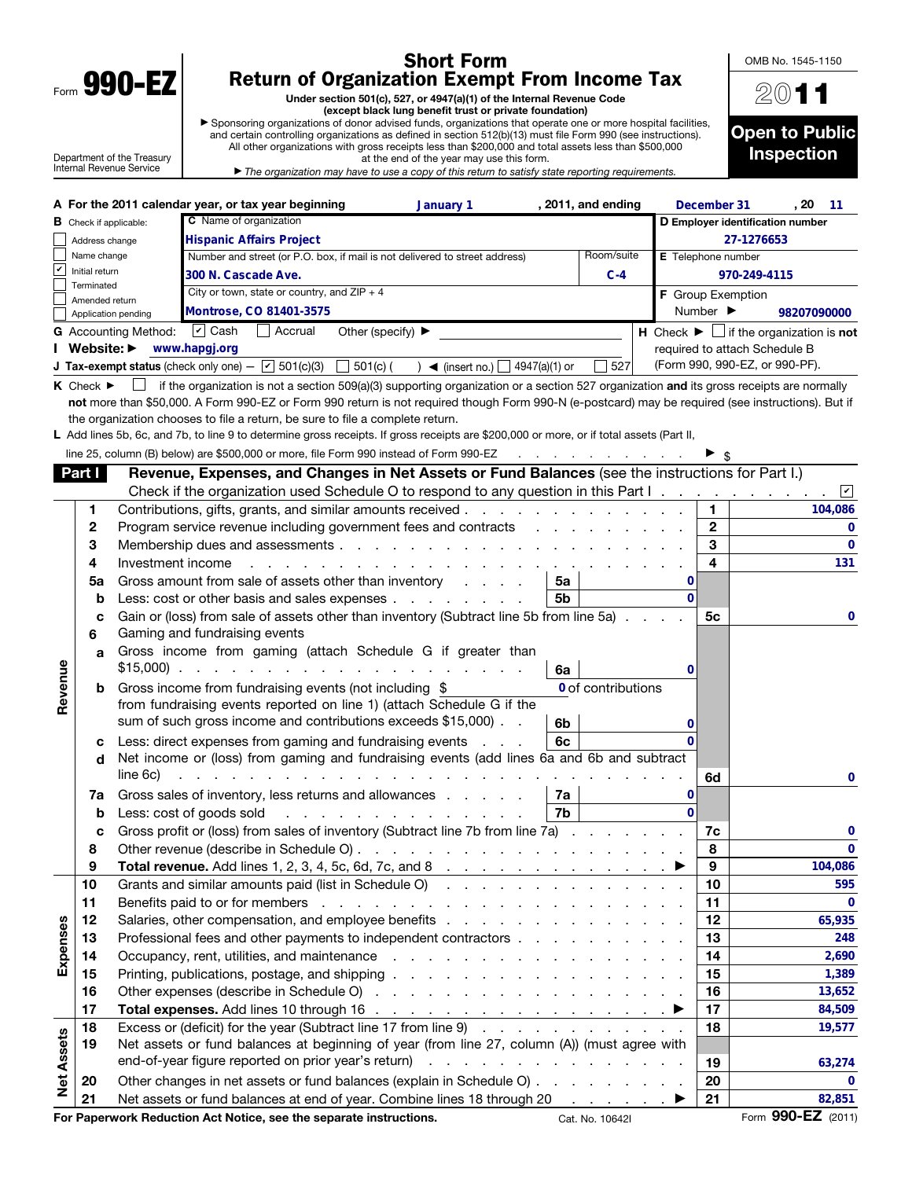Form **990-EZ**

Department of the Treasury
Internal Revenue Service

# Short Form
# Return of Organization Exempt From Income Tax

**Under section 501(c), 527, or 4947(a)(1) of the Internal Revenue Code**
**(except black lung benefit trust or private foundation)**

▶ Sponsoring organizations of donor advised funds, organizations that operate one or more hospital facilities, and certain controlling organizations as defined in section 512(b)(13) must file Form 990 (see instructions). All other organizations with gross receipts less than $200,000 and total assets less than $500,000 at the end of the year may use this form.

▶ *The organization may have to use a copy of this return to satisfy state reporting requirements.*

OMB No. 1545-1150

**2011**

**Open to Public Inspection**

**A For the 2011 calendar year, or tax year beginning** January 1 **, 2011, and ending** December 31 **, 20** 11

**B** Check if applicable:
- ☐ Address change
- ☐ Name change
- ☑ Initial return
- ☐ Terminated
- ☐ Amended return
- ☐ Application pending

**C** Name of organization: **Hispanic Affairs Project**

Number and street (or P.O. box, if mail is not delivered to street address): **300 N. Cascade Ave.** Room/suite: **C-4**

City or town, state or country, and ZIP + 4: **Montrose, CO 81401-3575**

**D Employer identification number:** 27-1276653

**E** Telephone number: 970-249-4115

**F** Group Exemption Number ▶ 98207090000

**G** Accounting Method: ☑ Cash ☐ Accrual Other (specify) ▶

**H** Check ▶ ☐ if the organization is **not** required to attach Schedule B (Form 990, 990-EZ, or 990-PF).

**I Website:** ▶ www.hapgj.org

**J Tax-exempt status** (check only one) — ☑ 501(c)(3) ☐ 501(c) ( ) ◀ (insert no.) ☐ 4947(a)(1) or ☐ 527

**K** Check ▶ ☐ if the organization is not a section 509(a)(3) supporting organization or a section 527 organization **and** its gross receipts are normally **not** more than $50,000. A Form 990-EZ or Form 990 return is not required though Form 990-N (e-postcard) may be required (see instructions). But if the organization chooses to file a return, be sure to file a complete return.

**L** Add lines 5b, 6c, and 7b, to line 9 to determine gross receipts. If gross receipts are $200,000 or more, or if total assets (Part II, line 25, column (B) below) are $500,000 or more, file Form 990 instead of Form 990-EZ ▶ $

## Part I — Revenue, Expenses, and Changes in Net Assets or Fund Balances (see the instructions for Part I.)

Check if the organization used Schedule O to respond to any question in this Part I ☑

| Section | Line | Description | Sub-line | Sub-amount | Line | Amount |
|---|---|---|---|---|---|---|
| Revenue | 1 | Contributions, gifts, grants, and similar amounts received | | | 1 | 104,086 |
| | 2 | Program service revenue including government fees and contracts | | | 2 | 0 |
| | 3 | Membership dues and assessments | | | 3 | 0 |
| | 4 | Investment income | | | 4 | 131 |
| | 5a | Gross amount from sale of assets other than inventory | 5a | 0 | | |
| | b | Less: cost or other basis and sales expenses | 5b | 0 | | |
| | c | Gain or (loss) from sale of assets other than inventory (Subtract line 5b from line 5a) | | | 5c | 0 |
| | 6 | Gaming and fundraising events | | | | |
| | a | Gross income from gaming (attach Schedule G if greater than $15,000) | 6a | 0 | | |
| | b | Gross income from fundraising events (not including $ 0 of contributions from fundraising events reported on line 1) (attach Schedule G if the sum of such gross income and contributions exceeds $15,000) | 6b | 0 | | |
| | c | Less: direct expenses from gaming and fundraising events | 6c | 0 | | |
| | d | Net income or (loss) from gaming and fundraising events (add lines 6a and 6b and subtract line 6c) | | | 6d | 0 |
| | 7a | Gross sales of inventory, less returns and allowances | 7a | 0 | | |
| | b | Less: cost of goods sold | 7b | 0 | | |
| | c | Gross profit or (loss) from sales of inventory (Subtract line 7b from line 7a) | | | 7c | 0 |
| | 8 | Other revenue (describe in Schedule O) | | | 8 | 0 |
| | 9 | **Total revenue.** Add lines 1, 2, 3, 4, 5c, 6d, 7c, and 8 ▶ | | | 9 | 104,086 |
| Expenses | 10 | Grants and similar amounts paid (list in Schedule O) | | | 10 | 595 |
| | 11 | Benefits paid to or for members | | | 11 | 0 |
| | 12 | Salaries, other compensation, and employee benefits | | | 12 | 65,935 |
| | 13 | Professional fees and other payments to independent contractors | | | 13 | 248 |
| | 14 | Occupancy, rent, utilities, and maintenance | | | 14 | 2,690 |
| | 15 | Printing, publications, postage, and shipping | | | 15 | 1,389 |
| | 16 | Other expenses (describe in Schedule O) | | | 16 | 13,652 |
| | 17 | **Total expenses.** Add lines 10 through 16 ▶ | | | 17 | 84,509 |
| Net Assets | 18 | Excess or (deficit) for the year (Subtract line 17 from line 9) | | | 18 | 19,577 |
| | 19 | Net assets or fund balances at beginning of year (from line 27, column (A)) (must agree with end-of-year figure reported on prior year's return) | | | 19 | 63,274 |
| | 20 | Other changes in net assets or fund balances (explain in Schedule O) | | | 20 | 0 |
| | 21 | Net assets or fund balances at end of year. Combine lines 18 through 20 ▶ | | | 21 | 82,851 |

**For Paperwork Reduction Act Notice, see the separate instructions.** Cat. No. 10642I Form **990-EZ** (2011)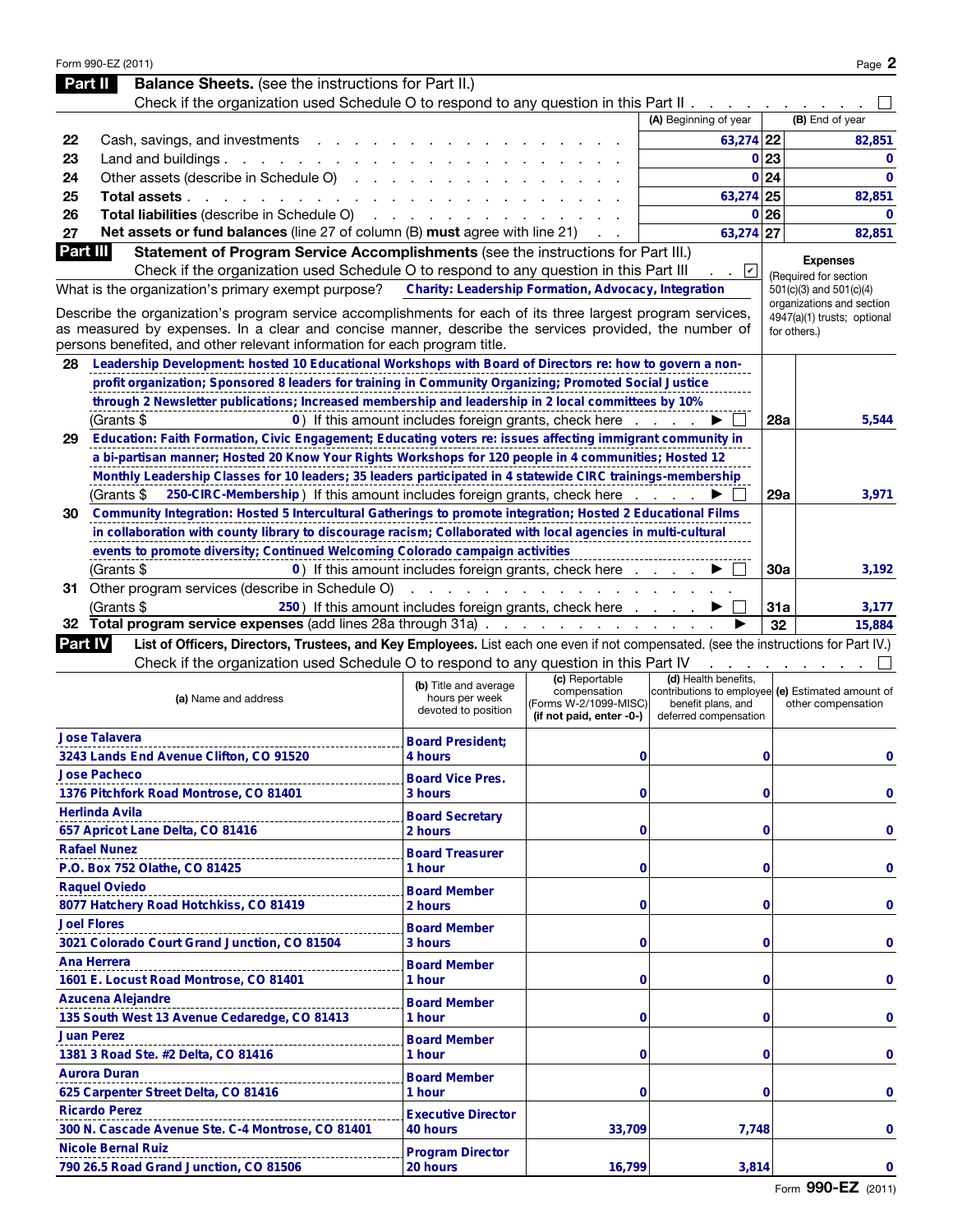Form 990-EZ (2011)

## Part II Balance Sheets. (see the instructions for Part II.)

Check if the organization used Schedule O to respond to any question in this Part II . . . ☐

| | | (A) Beginning of year | | (B) End of year |
|---|---|---|---|---|
| 22 | Cash, savings, and investments | 63,274 | 22 | 82,851 |
| 23 | Land and buildings | 0 | 23 | 0 |
| 24 | Other assets (describe in Schedule O) | 0 | 24 | 0 |
| 25 | **Total assets** | 63,274 | 25 | 82,851 |
| 26 | **Total liabilities** (describe in Schedule O) | 0 | 26 | 0 |
| 27 | **Net assets or fund balances** (line 27 of column (B) **must** agree with line 21) | 63,274 | 27 | 82,851 |

## Part III Statement of Program Service Accomplishments (see the instructions for Part III.)

Check if the organization used Schedule O to respond to any question in this Part III . . ☑

**Expenses** (Required for section 501(c)(3) and 501(c)(4) organizations and section 4947(a)(1) trusts; optional for others.)

What is the organization's primary exempt purpose? **Charity: Leadership Formation, Advocacy, Integration**

Describe the organization's program service accomplishments for each of its three largest program services, as measured by expenses. In a clear and concise manner, describe the services provided, the number of persons benefited, and other relevant information for each program title.

| | | | |
|---|---|---|---|
| 28 | Leadership Development: hosted 10 Educational Workshops with Board of Directors re: how to govern a non-profit organization; Sponsored 8 leaders for training in Community Organizing; Promoted Social Justice through 2 Newsletter publications; Increased membership and leadership in 2 local committees by 10% (Grants $ 0) If this amount includes foreign grants, check here ▶ ☐ | 28a | 5,544 |
| 29 | Education: Faith Formation, Civic Engagement; Educating voters re: issues affecting immigrant community in a bi-partisan manner; Hosted 20 Know Your Rights Workshops for 120 people in 4 communities; Hosted 12 Monthly Leadership Classes for 10 leaders; 35 leaders participated in 4 statewide CIRC trainings-membership (Grants $ 250-CIRC-Membership) If this amount includes foreign grants, check here ▶ ☐ | 29a | 3,971 |
| 30 | Community Integration: Hosted 5 Intercultural Gatherings to promote integration; Hosted 2 Educational Films in collaboration with county library to discourage racism; Collaborated with local agencies in multi-cultural events to promote diversity; Continued Welcoming Colorado campaign activities (Grants $ 0) If this amount includes foreign grants, check here ▶ ☐ | 30a | 3,192 |
| 31 | Other program services (describe in Schedule O) (Grants $ 250) If this amount includes foreign grants, check here ▶ ☐ | 31a | 3,177 |
| 32 | **Total program service expenses** (add lines 28a through 31a) ▶ | 32 | 15,884 |

## Part IV List of Officers, Directors, Trustees, and Key Employees. List each one even if not compensated. (see the instructions for Part IV.)

Check if the organization used Schedule O to respond to any question in this Part IV . . . ☐

| (a) Name and address | (b) Title and average hours per week devoted to position | (c) Reportable compensation (Forms W-2/1099-MISC) (if not paid, enter -0-) | (d) Health benefits, contributions to employee benefit plans, and deferred compensation | (e) Estimated amount of other compensation |
|---|---|---|---|---|
| Jose Talavera<br>3243 Lands End Avenue Clifton, CO 91520 | Board President;<br>4 hours | 0 | 0 | 0 |
| Jose Pacheco<br>1376 Pitchfork Road Montrose, CO 81401 | Board Vice Pres.<br>3 hours | 0 | 0 | 0 |
| Herlinda Avila<br>657 Apricot Lane Delta, CO 81416 | Board Secretary<br>2 hours | 0 | 0 | 0 |
| Rafael Nunez<br>P.O. Box 752 Olathe, CO 81425 | Board Treasurer<br>1 hour | 0 | 0 | 0 |
| Raquel Oviedo<br>8077 Hatchery Road Hotchkiss, CO 81419 | Board Member<br>2 hours | 0 | 0 | 0 |
| Joel Flores<br>3021 Colorado Court Grand Junction, CO 81504 | Board Member<br>3 hours | 0 | 0 | 0 |
| Ana Herrera<br>1601 E. Locust Road Montrose, CO 81401 | Board Member<br>1 hour | 0 | 0 | 0 |
| Azucena Alejandre<br>135 South West 13 Avenue Cedaredge, CO 81413 | Board Member<br>1 hour | 0 | 0 | 0 |
| Juan Perez<br>1381 3 Road Ste. #2 Delta, CO 81416 | Board Member<br>1 hour | 0 | 0 | 0 |
| Aurora Duran<br>625 Carpenter Street Delta, CO 81416 | Board Member<br>1 hour | 0 | 0 | 0 |
| Ricardo Perez<br>300 N. Cascade Avenue Ste. C-4 Montrose, CO 81401 | Executive Director<br>40 hours | 33,709 | 7,748 | 0 |
| Nicole Bernal Ruiz<br>790 26.5 Road Grand Junction, CO 81506 | Program Director<br>20 hours | 16,799 | 3,814 | 0 |

Form **990-EZ** (2011)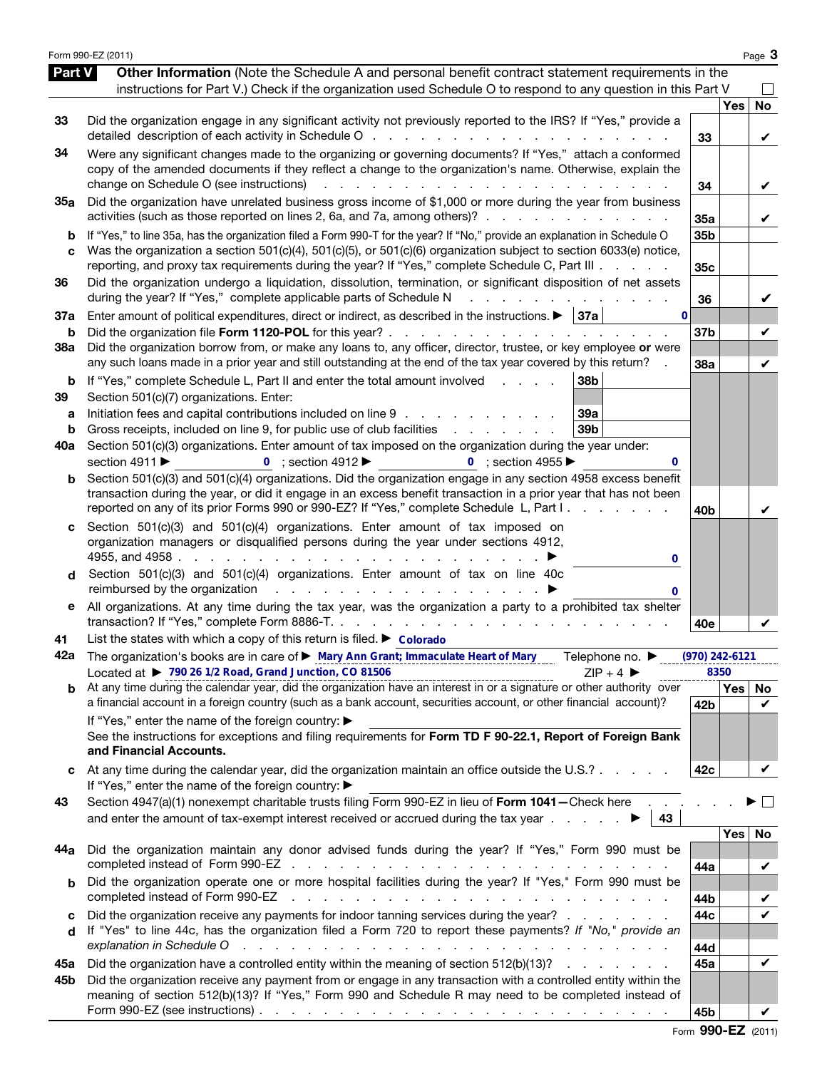## Part V — Other Information

(Note the Schedule A and personal benefit contract statement requirements in the instructions for Part V.) Check if the organization used Schedule O to respond to any question in this Part V ☐

| Line | Question | Ref | Yes | No |
|---|---|---|---|---|
| 33 | Did the organization engage in any significant activity not previously reported to the IRS? If "Yes," provide a detailed description of each activity in Schedule O | 33 | | ✔ |
| 34 | Were any significant changes made to the organizing or governing documents? If "Yes," attach a conformed copy of the amended documents if they reflect a change to the organization's name. Otherwise, explain the change on Schedule O (see instructions) | 34 | | ✔ |
| 35a | Did the organization have unrelated business gross income of $1,000 or more during the year from business activities (such as those reported on lines 2, 6a, and 7a, among others)? | 35a | | ✔ |
| b | If "Yes," to line 35a, has the organization filed a Form 990-T for the year? If "No," provide an explanation in Schedule O | 35b | | |
| c | Was the organization a section 501(c)(4), 501(c)(5), or 501(c)(6) organization subject to section 6033(e) notice, reporting, and proxy tax requirements during the year? If "Yes," complete Schedule C, Part III | 35c | | |
| 36 | Did the organization undergo a liquidation, dissolution, termination, or significant disposition of net assets during the year? If "Yes," complete applicable parts of Schedule N | 36 | | ✔ |
| 37a | Enter amount of political expenditures, direct or indirect, as described in the instructions. ▶ 37a: 0 | | | |
| b | Did the organization file **Form 1120-POL** for this year? | 37b | | ✔ |
| 38a | Did the organization borrow from, or make any loans to, any officer, director, trustee, or key employee **or** were any such loans made in a prior year and still outstanding at the end of the tax year covered by this return? | 38a | | ✔ |
| b | If "Yes," complete Schedule L, Part II and enter the total amount involved — 38b: | | | |
| 39 | Section 501(c)(7) organizations. Enter: | | | |
| a | Initiation fees and capital contributions included on line 9 — 39a: | | | |
| b | Gross receipts, included on line 9, for public use of club facilities — 39b: | | | |
| 40a | Section 501(c)(3) organizations. Enter amount of tax imposed on the organization during the year under: section 4911 ▶ 0 ; section 4912 ▶ 0 ; section 4955 ▶ 0 | | | |
| b | Section 501(c)(3) and 501(c)(4) organizations. Did the organization engage in any section 4958 excess benefit transaction during the year, or did it engage in an excess benefit transaction in a prior year that has not been reported on any of its prior Forms 990 or 990-EZ? If "Yes," complete Schedule L, Part I | 40b | | ✔ |
| c | Section 501(c)(3) and 501(c)(4) organizations. Enter amount of tax imposed on organization managers or disqualified persons during the year under sections 4912, 4955, and 4958 ▶ 0 | | | |
| d | Section 501(c)(3) and 501(c)(4) organizations. Enter amount of tax on line 40c reimbursed by the organization ▶ 0 | | | |
| e | All organizations. At any time during the tax year, was the organization a party to a prohibited tax shelter transaction? If "Yes," complete Form 8886-T. | 40e | | ✔ |

**41** List the states with which a copy of this return is filed. ▶ Colorado

**42a** The organization's books are in care of ▶ Mary Ann Grant; Immaculate Heart of Mary Telephone no. ▶ (970) 242-6121
Located at ▶ 790 26 1/2 Road, Grand Junction, CO 81506 ZIP + 4 ▶ 8350

| Line | Question | Ref | Yes | No |
|---|---|---|---|---|
| b | At any time during the calendar year, did the organization have an interest in or a signature or other authority over a financial account in a foreign country (such as a bank account, securities account, or other financial account)? If "Yes," enter the name of the foreign country: ▶ See the instructions for exceptions and filing requirements for **Form TD F 90-22.1, Report of Foreign Bank and Financial Accounts.** | 42b | | ✔ |
| c | At any time during the calendar year, did the organization maintain an office outside the U.S.? If "Yes," enter the name of the foreign country: ▶ | 42c | | ✔ |

**43** Section 4947(a)(1) nonexempt charitable trusts filing Form 990-EZ in lieu of **Form 1041**—Check here ▶ ☐ and enter the amount of tax-exempt interest received or accrued during the tax year ▶ 43

| Line | Question | Ref | Yes | No |
|---|---|---|---|---|
| 44a | Did the organization maintain any donor advised funds during the year? If "Yes," Form 990 must be completed instead of Form 990-EZ | 44a | | ✔ |
| b | Did the organization operate one or more hospital facilities during the year? If "Yes," Form 990 must be completed instead of Form 990-EZ | 44b | | ✔ |
| c | Did the organization receive any payments for indoor tanning services during the year? | 44c | | ✔ |
| d | If "Yes" to line 44c, has the organization filed a Form 720 to report these payments? *If "No," provide an explanation in Schedule O* | 44d | | |
| 45a | Did the organization have a controlled entity within the meaning of section 512(b)(13)? | 45a | | ✔ |
| 45b | Did the organization receive any payment from or engage in any transaction with a controlled entity within the meaning of section 512(b)(13)? If "Yes," Form 990 and Schedule R may need to be completed instead of Form 990-EZ (see instructions) | 45b | | ✔ |

Form **990-EZ** (2011)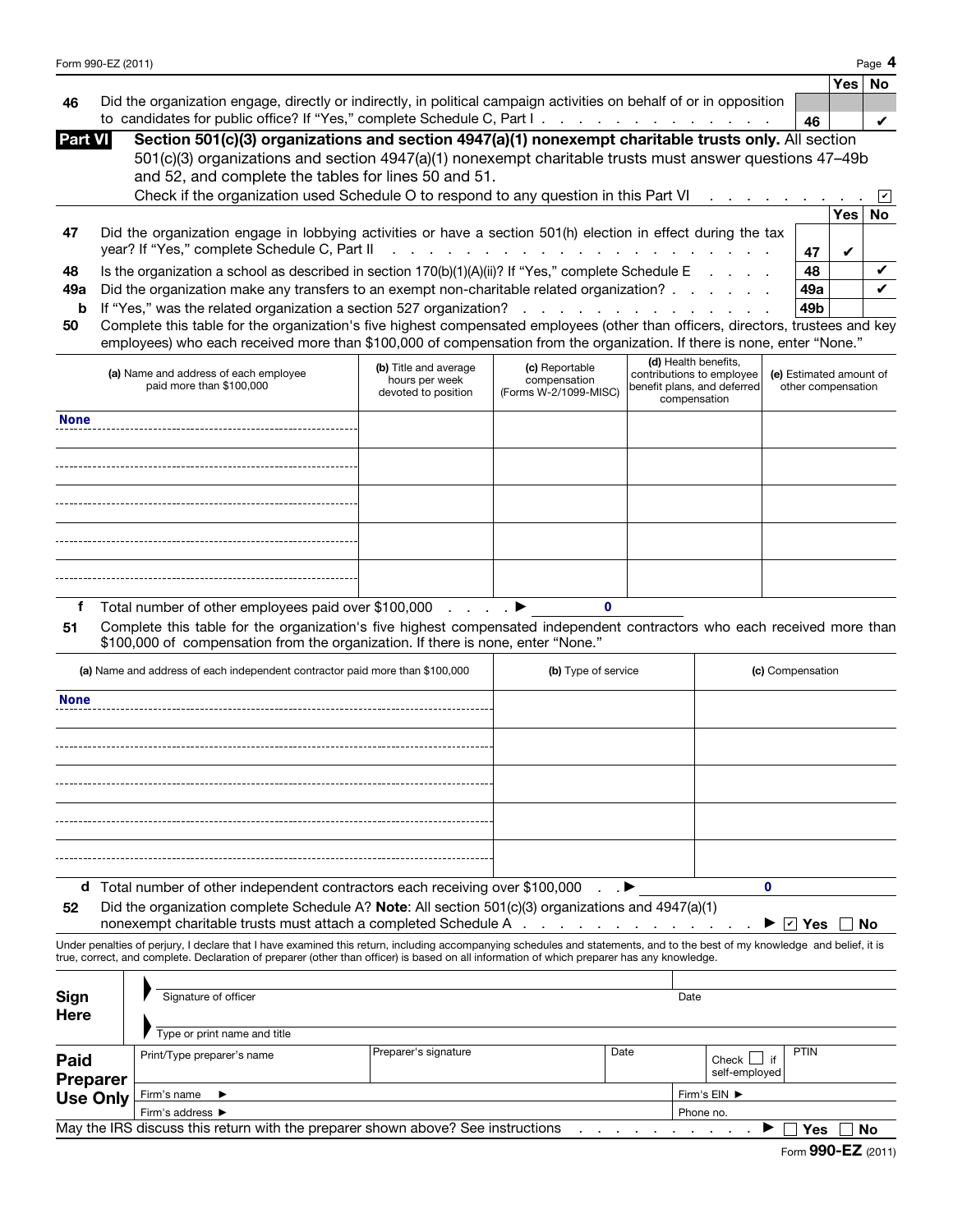| | | Yes | No |
|---|---|---|---|
| **46** Did the organization engage, directly or indirectly, in political campaign activities on behalf of or in opposition to candidates for public office? If "Yes," complete Schedule C, Part I | 46 | | ✔ |

**Part VI** **Section 501(c)(3) organizations and section 4947(a)(1) nonexempt charitable trusts only.** All section 501(c)(3) organizations and section 4947(a)(1) nonexempt charitable trusts must answer questions 47–49b and 52, and complete the tables for lines 50 and 51.

Check if the organization used Schedule O to respond to any question in this Part VI ☑

| | | Yes | No |
|---|---|---|---|
| **47** Did the organization engage in lobbying activities or have a section 501(h) election in effect during the tax year? If "Yes," complete Schedule C, Part II | 47 | ✔ | |
| **48** Is the organization a school as described in section 170(b)(1)(A)(ii)? If "Yes," complete Schedule E | 48 | | ✔ |
| **49a** Did the organization make any transfers to an exempt non-charitable related organization? | 49a | | ✔ |
| **b** If "Yes," was the related organization a section 527 organization? | 49b | | |

**50** Complete this table for the organization's five highest compensated employees (other than officers, directors, trustees and key employees) who each received more than $100,000 of compensation from the organization. If there is none, enter "None."

| (a) Name and address of each employee paid more than $100,000 | (b) Title and average hours per week devoted to position | (c) Reportable compensation (Forms W-2/1099-MISC) | (d) Health benefits, contributions to employee benefit plans, and deferred compensation | (e) Estimated amount of other compensation |
|---|---|---|---|---|
| None | | | | |
| | | | | |
| | | | | |
| | | | | |
| | | | | |

**f** Total number of other employees paid over $100,000 ▶ 0

**51** Complete this table for the organization's five highest compensated independent contractors who each received more than $100,000 of compensation from the organization. If there is none, enter "None."

| (a) Name and address of each independent contractor paid more than $100,000 | (b) Type of service | (c) Compensation |
|---|---|---|
| None | | |
| | | |
| | | |
| | | |
| | | |

**d** Total number of other independent contractors each receiving over $100,000 ▶ 0

**52** Did the organization complete Schedule A? **Note:** All section 501(c)(3) organizations and 4947(a)(1) nonexempt charitable trusts must attach a completed Schedule A ▶ ☑ Yes ☐ No

Under penalties of perjury, I declare that I have examined this return, including accompanying schedules and statements, and to the best of my knowledge and belief, it is true, correct, and complete. Declaration of preparer (other than officer) is based on all information of which preparer has any knowledge.

**Sign Here**

Signature of officer | Date

Type or print name and title

**Paid Preparer Use Only**

| Print/Type preparer's name | Preparer's signature | Date | Check ☐ if self-employed | PTIN |
|---|---|---|---|---|
| Firm's name ▶ | | | Firm's EIN ▶ | |
| Firm's address ▶ | | | Phone no. | |

May the IRS discuss this return with the preparer shown above? See instructions ▶ ☐ Yes ☐ No